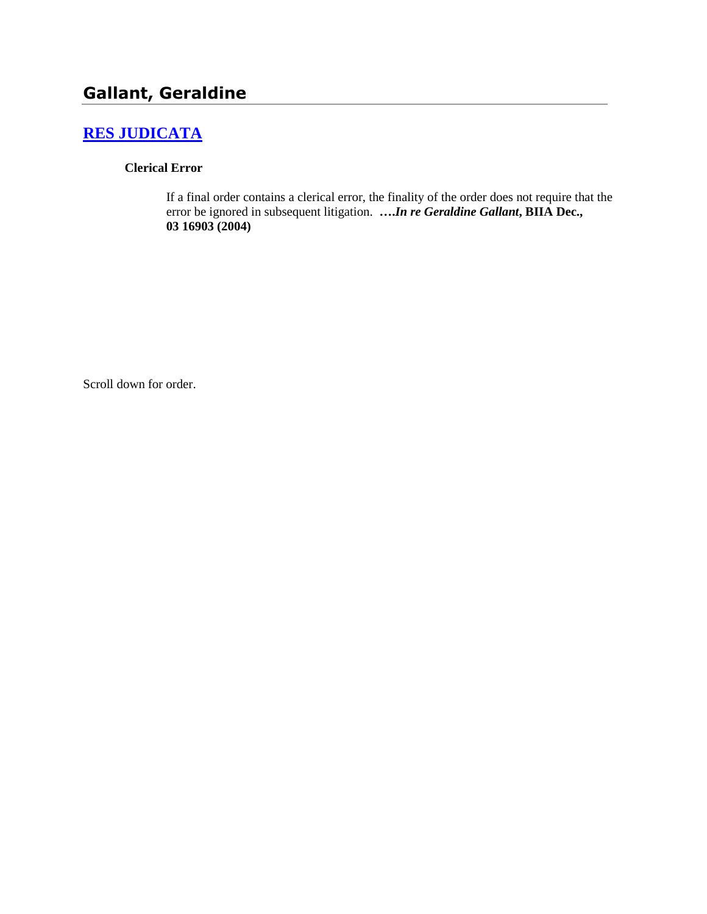# Gallant, Geraldine

## [RES JUDICATA]

### Clerical Error

If a final order contains a clerical error, the finality of the order does not require that the error be ignored in subsequent litigation. ***….In re Geraldine Gallant*****, BIIA Dec., 03 16903 (2004)**

Scroll down for order.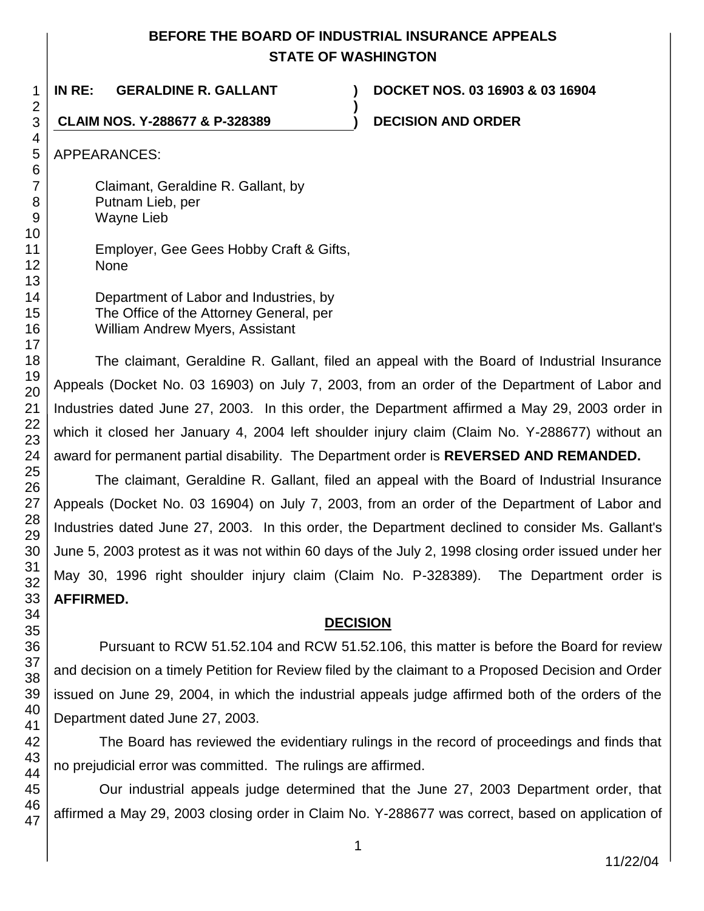# BEFORE THE BOARD OF INDUSTRIAL INSURANCE APPEALS
## STATE OF WASHINGTON

**IN RE: GERALDINE R. GALLANT** ) **DOCKET NOS. 03 16903 & 03 16904**
)
**CLAIM NOS. Y-288677 & P-328389** ) **DECISION AND ORDER**

APPEARANCES:

Claimant, Geraldine R. Gallant, by
Putnam Lieb, per
Wayne Lieb

Employer, Gee Gees Hobby Craft & Gifts,
None

Department of Labor and Industries, by
The Office of the Attorney General, per
William Andrew Myers, Assistant

The claimant, Geraldine R. Gallant, filed an appeal with the Board of Industrial Insurance Appeals (Docket No. 03 16903) on July 7, 2003, from an order of the Department of Labor and Industries dated June 27, 2003. In this order, the Department affirmed a May 29, 2003 order in which it closed her January 4, 2004 left shoulder injury claim (Claim No. Y-288677) without an award for permanent partial disability. The Department order is **REVERSED AND REMANDED.**

The claimant, Geraldine R. Gallant, filed an appeal with the Board of Industrial Insurance Appeals (Docket No. 03 16904) on July 7, 2003, from an order of the Department of Labor and Industries dated June 27, 2003. In this order, the Department declined to consider Ms. Gallant's June 5, 2003 protest as it was not within 60 days of the July 2, 1998 closing order issued under her May 30, 1996 right shoulder injury claim (Claim No. P-328389). The Department order is **AFFIRMED.**

## DECISION

Pursuant to RCW 51.52.104 and RCW 51.52.106, this matter is before the Board for review and decision on a timely Petition for Review filed by the claimant to a Proposed Decision and Order issued on June 29, 2004, in which the industrial appeals judge affirmed both of the orders of the Department dated June 27, 2003.

The Board has reviewed the evidentiary rulings in the record of proceedings and finds that no prejudicial error was committed. The rulings are affirmed.

Our industrial appeals judge determined that the June 27, 2003 Department order, that affirmed a May 29, 2003 closing order in Claim No. Y-288677 was correct, based on application of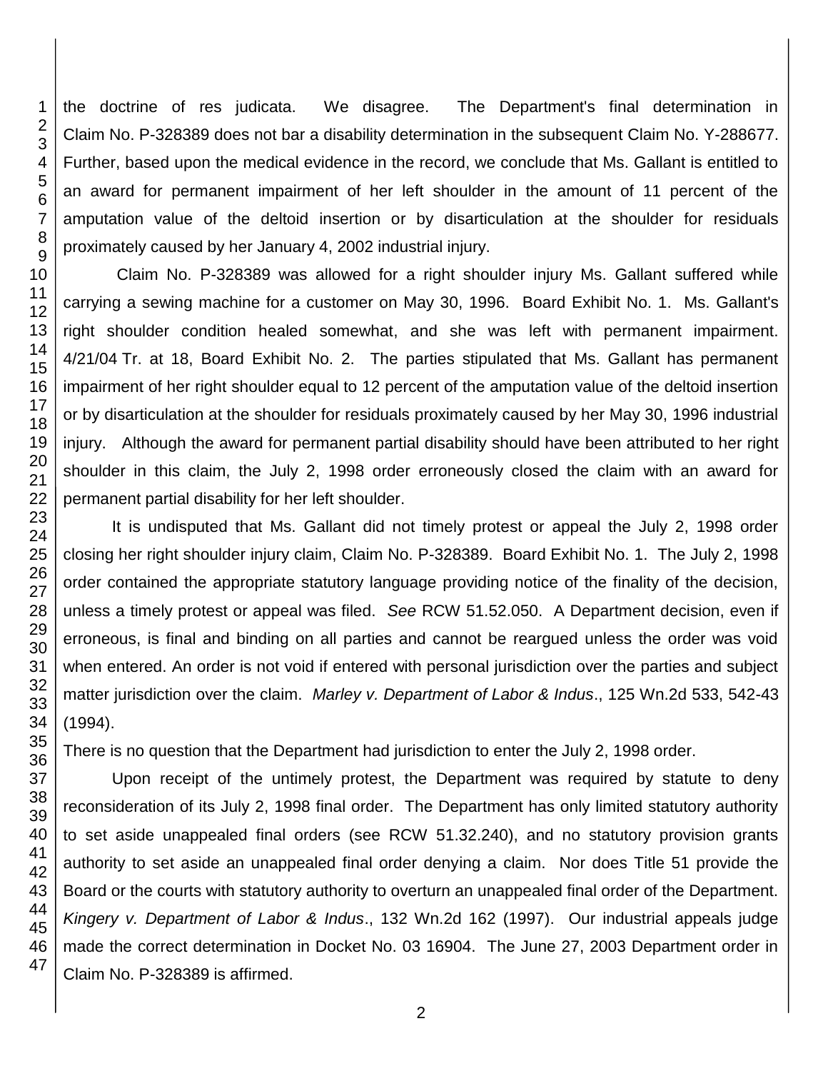the doctrine of res judicata. We disagree. The Department's final determination in Claim No. P-328389 does not bar a disability determination in the subsequent Claim No. Y-288677. Further, based upon the medical evidence in the record, we conclude that Ms. Gallant is entitled to an award for permanent impairment of her left shoulder in the amount of 11 percent of the amputation value of the deltoid insertion or by disarticulation at the shoulder for residuals proximately caused by her January 4, 2002 industrial injury.

Claim No. P-328389 was allowed for a right shoulder injury Ms. Gallant suffered while carrying a sewing machine for a customer on May 30, 1996. Board Exhibit No. 1. Ms. Gallant's right shoulder condition healed somewhat, and she was left with permanent impairment. 4/21/04 Tr. at 18, Board Exhibit No. 2. The parties stipulated that Ms. Gallant has permanent impairment of her right shoulder equal to 12 percent of the amputation value of the deltoid insertion or by disarticulation at the shoulder for residuals proximately caused by her May 30, 1996 industrial injury. Although the award for permanent partial disability should have been attributed to her right shoulder in this claim, the July 2, 1998 order erroneously closed the claim with an award for permanent partial disability for her left shoulder.

It is undisputed that Ms. Gallant did not timely protest or appeal the July 2, 1998 order closing her right shoulder injury claim, Claim No. P-328389. Board Exhibit No. 1. The July 2, 1998 order contained the appropriate statutory language providing notice of the finality of the decision, unless a timely protest or appeal was filed. *See* RCW 51.52.050. A Department decision, even if erroneous, is final and binding on all parties and cannot be reargued unless the order was void when entered. An order is not void if entered with personal jurisdiction over the parties and subject matter jurisdiction over the claim. *Marley v. Department of Labor & Indus*., 125 Wn.2d 533, 542-43 (1994).

There is no question that the Department had jurisdiction to enter the July 2, 1998 order.

Upon receipt of the untimely protest, the Department was required by statute to deny reconsideration of its July 2, 1998 final order. The Department has only limited statutory authority to set aside unappealed final orders (see RCW 51.32.240), and no statutory provision grants authority to set aside an unappealed final order denying a claim. Nor does Title 51 provide the Board or the courts with statutory authority to overturn an unappealed final order of the Department. *Kingery v. Department of Labor & Indus*., 132 Wn.2d 162 (1997). Our industrial appeals judge made the correct determination in Docket No. 03 16904. The June 27, 2003 Department order in Claim No. P-328389 is affirmed.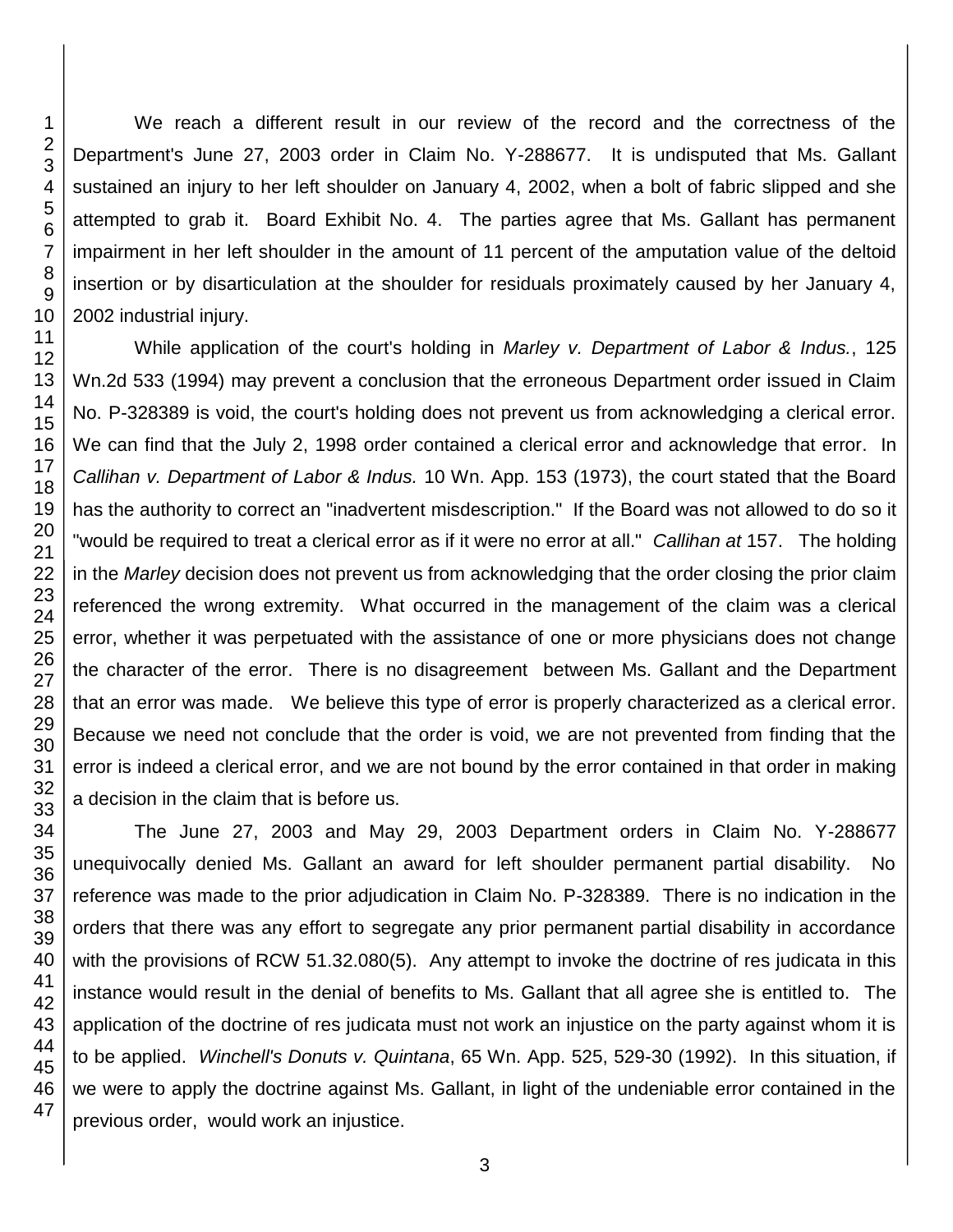We reach a different result in our review of the record and the correctness of the Department's June 27, 2003 order in Claim No. Y-288677. It is undisputed that Ms. Gallant sustained an injury to her left shoulder on January 4, 2002, when a bolt of fabric slipped and she attempted to grab it. Board Exhibit No. 4. The parties agree that Ms. Gallant has permanent impairment in her left shoulder in the amount of 11 percent of the amputation value of the deltoid insertion or by disarticulation at the shoulder for residuals proximately caused by her January 4, 2002 industrial injury.

While application of the court's holding in *Marley v. Department of Labor & Indus.*, 125 Wn.2d 533 (1994) may prevent a conclusion that the erroneous Department order issued in Claim No. P-328389 is void, the court's holding does not prevent us from acknowledging a clerical error. We can find that the July 2, 1998 order contained a clerical error and acknowledge that error. In *Callihan v. Department of Labor & Indus.* 10 Wn. App. 153 (1973), the court stated that the Board has the authority to correct an "inadvertent misdescription." If the Board was not allowed to do so it "would be required to treat a clerical error as if it were no error at all." *Callihan at* 157. The holding in the *Marley* decision does not prevent us from acknowledging that the order closing the prior claim referenced the wrong extremity. What occurred in the management of the claim was a clerical error, whether it was perpetuated with the assistance of one or more physicians does not change the character of the error. There is no disagreement between Ms. Gallant and the Department that an error was made. We believe this type of error is properly characterized as a clerical error. Because we need not conclude that the order is void, we are not prevented from finding that the error is indeed a clerical error, and we are not bound by the error contained in that order in making a decision in the claim that is before us.

The June 27, 2003 and May 29, 2003 Department orders in Claim No. Y-288677 unequivocally denied Ms. Gallant an award for left shoulder permanent partial disability. No reference was made to the prior adjudication in Claim No. P-328389. There is no indication in the orders that there was any effort to segregate any prior permanent partial disability in accordance with the provisions of RCW 51.32.080(5). Any attempt to invoke the doctrine of res judicata in this instance would result in the denial of benefits to Ms. Gallant that all agree she is entitled to. The application of the doctrine of res judicata must not work an injustice on the party against whom it is to be applied. *Winchell's Donuts v. Quintana*, 65 Wn. App. 525, 529-30 (1992). In this situation, if we were to apply the doctrine against Ms. Gallant, in light of the undeniable error contained in the previous order, would work an injustice.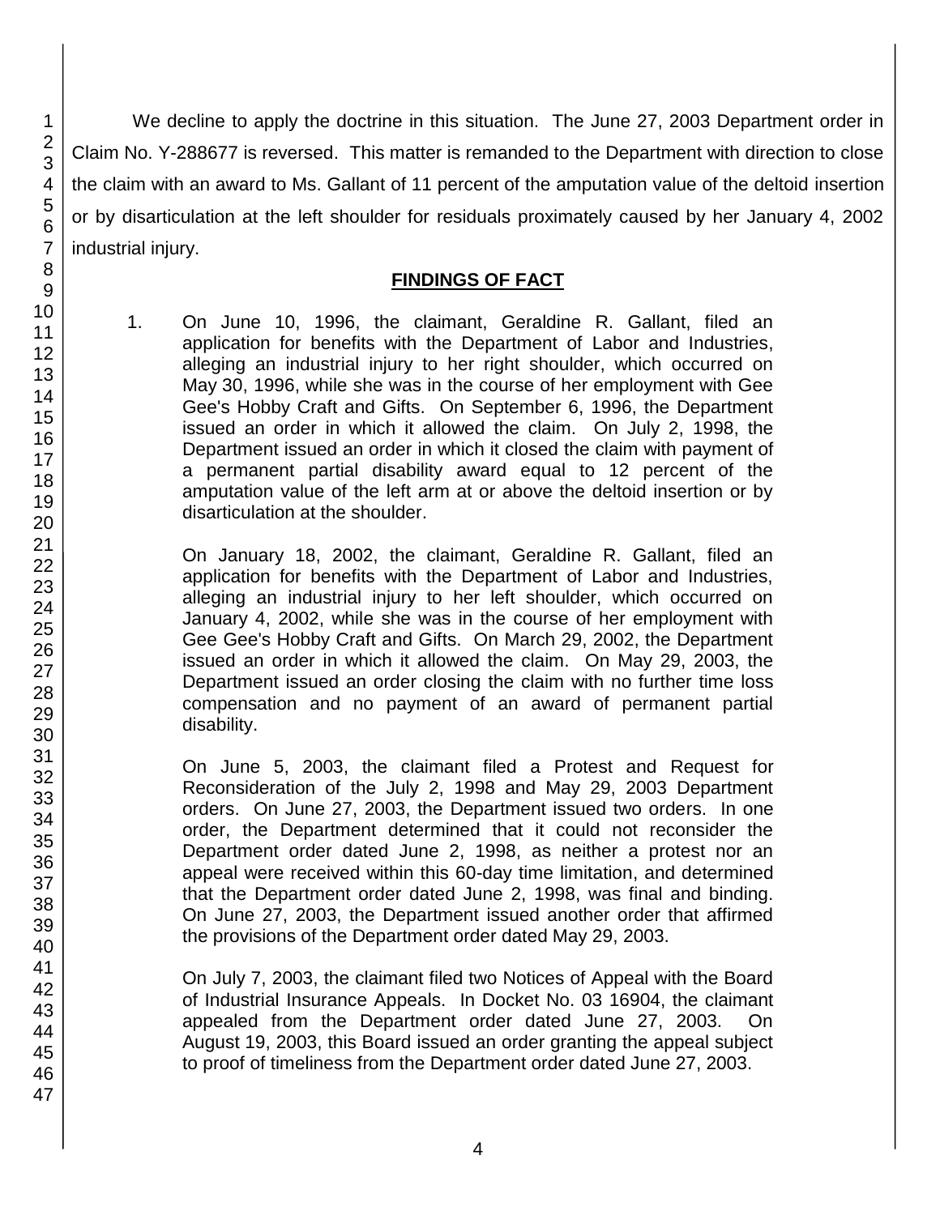We decline to apply the doctrine in this situation. The June 27, 2003 Department order in Claim No. Y-288677 is reversed. This matter is remanded to the Department with direction to close the claim with an award to Ms. Gallant of 11 percent of the amputation value of the deltoid insertion or by disarticulation at the left shoulder for residuals proximately caused by her January 4, 2002 industrial injury.

## FINDINGS OF FACT

1. On June 10, 1996, the claimant, Geraldine R. Gallant, filed an application for benefits with the Department of Labor and Industries, alleging an industrial injury to her right shoulder, which occurred on May 30, 1996, while she was in the course of her employment with Gee Gee's Hobby Craft and Gifts. On September 6, 1996, the Department issued an order in which it allowed the claim. On July 2, 1998, the Department issued an order in which it closed the claim with payment of a permanent partial disability award equal to 12 percent of the amputation value of the left arm at or above the deltoid insertion or by disarticulation at the shoulder.

   On January 18, 2002, the claimant, Geraldine R. Gallant, filed an application for benefits with the Department of Labor and Industries, alleging an industrial injury to her left shoulder, which occurred on January 4, 2002, while she was in the course of her employment with Gee Gee's Hobby Craft and Gifts. On March 29, 2002, the Department issued an order in which it allowed the claim. On May 29, 2003, the Department issued an order closing the claim with no further time loss compensation and no payment of an award of permanent partial disability.

   On June 5, 2003, the claimant filed a Protest and Request for Reconsideration of the July 2, 1998 and May 29, 2003 Department orders. On June 27, 2003, the Department issued two orders. In one order, the Department determined that it could not reconsider the Department order dated June 2, 1998, as neither a protest nor an appeal were received within this 60-day time limitation, and determined that the Department order dated June 2, 1998, was final and binding. On June 27, 2003, the Department issued another order that affirmed the provisions of the Department order dated May 29, 2003.

   On July 7, 2003, the claimant filed two Notices of Appeal with the Board of Industrial Insurance Appeals. In Docket No. 03 16904, the claimant appealed from the Department order dated June 27, 2003. On August 19, 2003, this Board issued an order granting the appeal subject to proof of timeliness from the Department order dated June 27, 2003.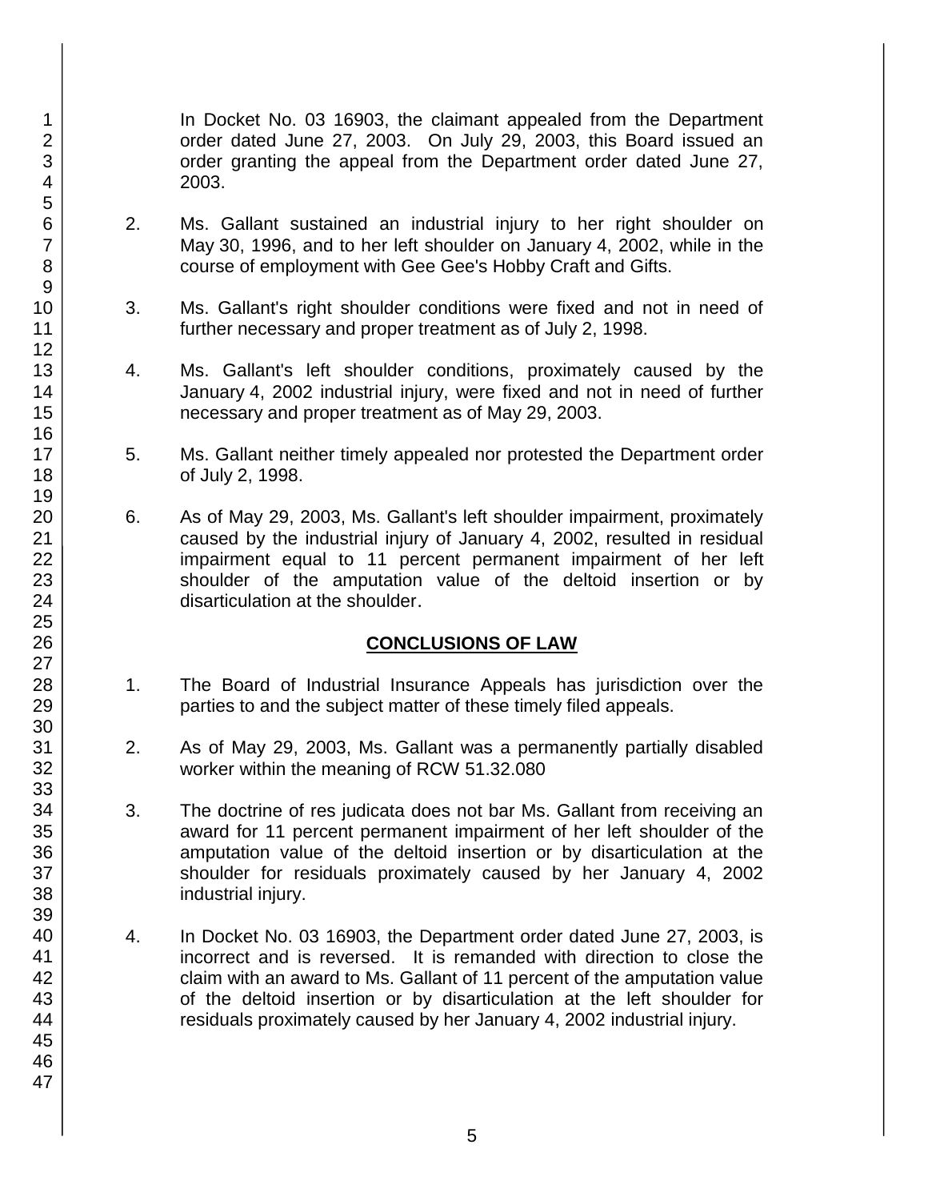In Docket No. 03 16903, the claimant appealed from the Department order dated June 27, 2003. On July 29, 2003, this Board issued an order granting the appeal from the Department order dated June 27, 2003.

2. Ms. Gallant sustained an industrial injury to her right shoulder on May 30, 1996, and to her left shoulder on January 4, 2002, while in the course of employment with Gee Gee's Hobby Craft and Gifts.

3. Ms. Gallant's right shoulder conditions were fixed and not in need of further necessary and proper treatment as of July 2, 1998.

4. Ms. Gallant's left shoulder conditions, proximately caused by the January 4, 2002 industrial injury, were fixed and not in need of further necessary and proper treatment as of May 29, 2003.

5. Ms. Gallant neither timely appealed nor protested the Department order of July 2, 1998.

6. As of May 29, 2003, Ms. Gallant's left shoulder impairment, proximately caused by the industrial injury of January 4, 2002, resulted in residual impairment equal to 11 percent permanent impairment of her left shoulder of the amputation value of the deltoid insertion or by disarticulation at the shoulder.

## CONCLUSIONS OF LAW

1. The Board of Industrial Insurance Appeals has jurisdiction over the parties to and the subject matter of these timely filed appeals.

2. As of May 29, 2003, Ms. Gallant was a permanently partially disabled worker within the meaning of RCW 51.32.080

3. The doctrine of res judicata does not bar Ms. Gallant from receiving an award for 11 percent permanent impairment of her left shoulder of the amputation value of the deltoid insertion or by disarticulation at the shoulder for residuals proximately caused by her January 4, 2002 industrial injury.

4. In Docket No. 03 16903, the Department order dated June 27, 2003, is incorrect and is reversed. It is remanded with direction to close the claim with an award to Ms. Gallant of 11 percent of the amputation value of the deltoid insertion or by disarticulation at the left shoulder for residuals proximately caused by her January 4, 2002 industrial injury.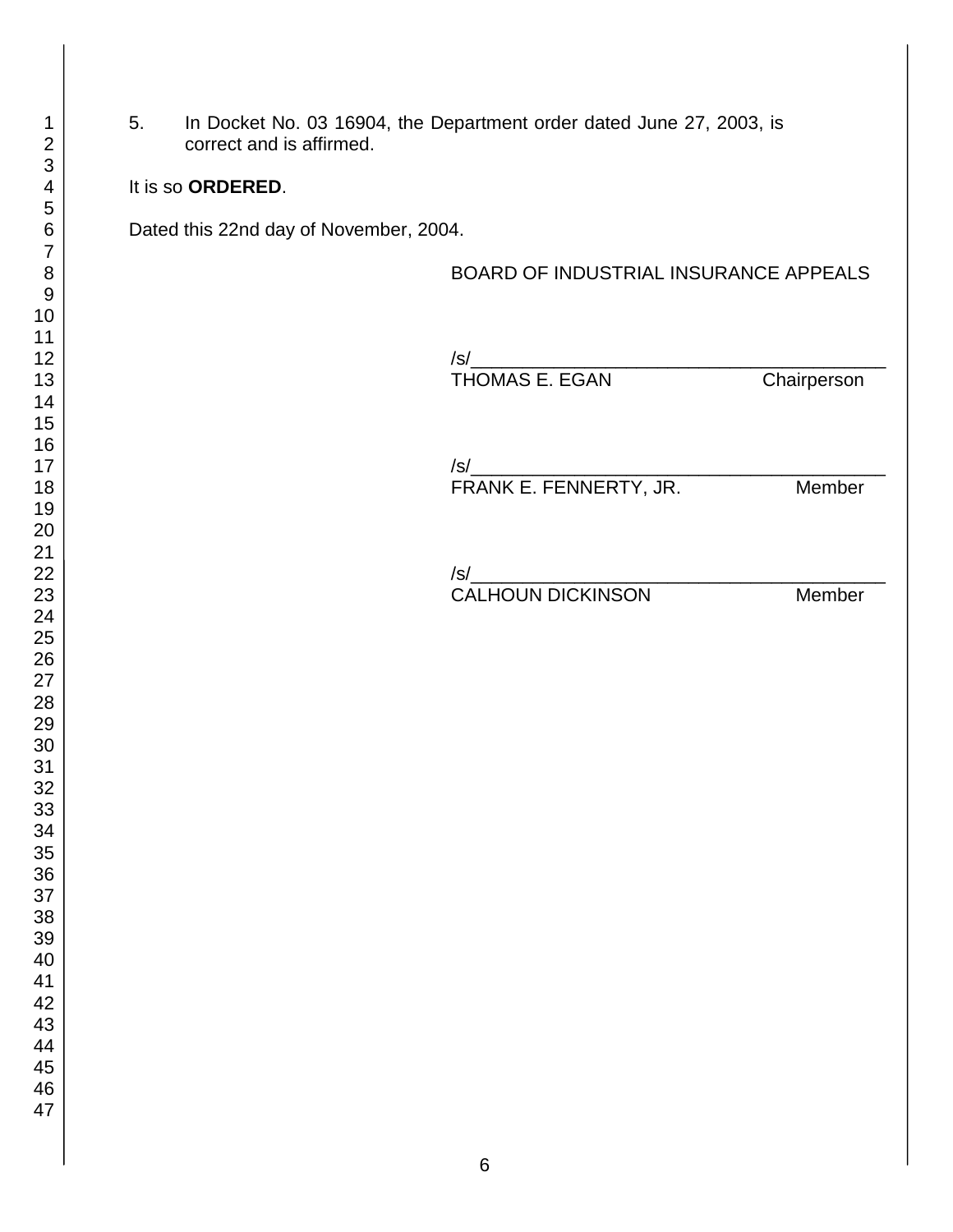5. In Docket No. 03 16904, the Department order dated June 27, 2003, is correct and is affirmed.

It is so **ORDERED**.

Dated this 22nd day of November, 2004.

BOARD OF INDUSTRIAL INSURANCE APPEALS

/s/_________________________________________
THOMAS E. EGAN Chairperson

/s/_________________________________________
FRANK E. FENNERTY, JR. Member

/s/_________________________________________
CALHOUN DICKINSON Member